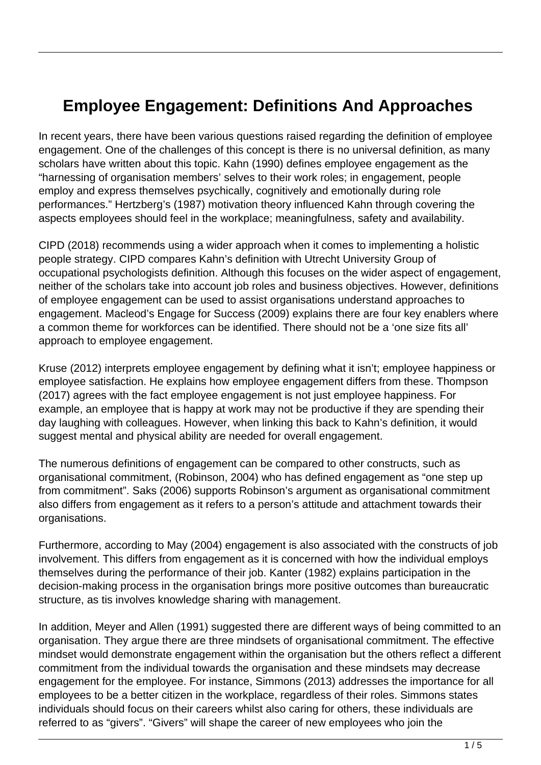# Employee Engagement: Definitions And Approaches

In recent years, there have been various questions raised regarding the definition of employee engagement. One of the challenges of this concept is there is no universal definition, as many scholars have written about this topic. Kahn (1990) defines employee engagement as the "harnessing of organisation members' selves to their work roles; in engagement, people employ and express themselves psychically, cognitively and emotionally during role performances." Hertzberg's (1987) motivation theory influenced Kahn through covering the aspects employees should feel in the workplace; meaningfulness, safety and availability.

CIPD (2018) recommends using a wider approach when it comes to implementing a holistic people strategy. CIPD compares Kahn's definition with Utrecht University Group of occupational psychologists definition. Although this focuses on the wider aspect of engagement, neither of the scholars take into account job roles and business objectives. However, definitions of employee engagement can be used to assist organisations understand approaches to engagement. Macleod's Engage for Success (2009) explains there are four key enablers where a common theme for workforces can be identified. There should not be a 'one size fits all' approach to employee engagement.

Kruse (2012) interprets employee engagement by defining what it isn't; employee happiness or employee satisfaction. He explains how employee engagement differs from these. Thompson (2017) agrees with the fact employee engagement is not just employee happiness. For example, an employee that is happy at work may not be productive if they are spending their day laughing with colleagues. However, when linking this back to Kahn's definition, it would suggest mental and physical ability are needed for overall engagement.

The numerous definitions of engagement can be compared to other constructs, such as organisational commitment, (Robinson, 2004) who has defined engagement as "one step up from commitment". Saks (2006) supports Robinson's argument as organisational commitment also differs from engagement as it refers to a person's attitude and attachment towards their organisations.

Furthermore, according to May (2004) engagement is also associated with the constructs of job involvement. This differs from engagement as it is concerned with how the individual employs themselves during the performance of their job. Kanter (1982) explains participation in the decision-making process in the organisation brings more positive outcomes than bureaucratic structure, as tis involves knowledge sharing with management.

In addition, Meyer and Allen (1991) suggested there are different ways of being committed to an organisation. They argue there are three mindsets of organisational commitment. The effective mindset would demonstrate engagement within the organisation but the others reflect a different commitment from the individual towards the organisation and these mindsets may decrease engagement for the employee. For instance, Simmons (2013) addresses the importance for all employees to be a better citizen in the workplace, regardless of their roles. Simmons states individuals should focus on their careers whilst also caring for others, these individuals are referred to as "givers". "Givers" will shape the career of new employees who join the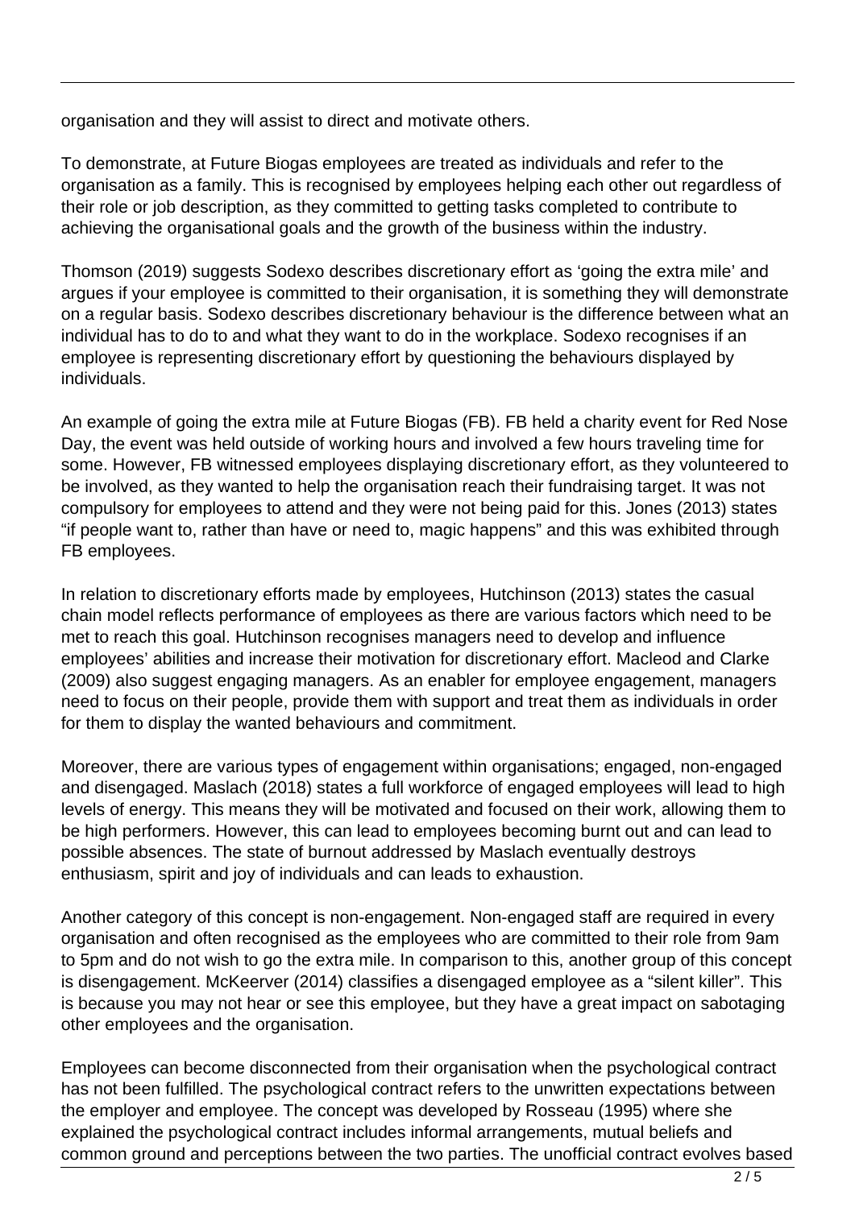organisation and they will assist to direct and motivate others.

To demonstrate, at Future Biogas employees are treated as individuals and refer to the organisation as a family. This is recognised by employees helping each other out regardless of their role or job description, as they committed to getting tasks completed to contribute to achieving the organisational goals and the growth of the business within the industry.

Thomson (2019) suggests Sodexo describes discretionary effort as 'going the extra mile' and argues if your employee is committed to their organisation, it is something they will demonstrate on a regular basis. Sodexo describes discretionary behaviour is the difference between what an individual has to do to and what they want to do in the workplace. Sodexo recognises if an employee is representing discretionary effort by questioning the behaviours displayed by individuals.

An example of going the extra mile at Future Biogas (FB). FB held a charity event for Red Nose Day, the event was held outside of working hours and involved a few hours traveling time for some. However, FB witnessed employees displaying discretionary effort, as they volunteered to be involved, as they wanted to help the organisation reach their fundraising target. It was not compulsory for employees to attend and they were not being paid for this. Jones (2013) states "if people want to, rather than have or need to, magic happens" and this was exhibited through FB employees.

In relation to discretionary efforts made by employees, Hutchinson (2013) states the casual chain model reflects performance of employees as there are various factors which need to be met to reach this goal. Hutchinson recognises managers need to develop and influence employees' abilities and increase their motivation for discretionary effort. Macleod and Clarke (2009) also suggest engaging managers. As an enabler for employee engagement, managers need to focus on their people, provide them with support and treat them as individuals in order for them to display the wanted behaviours and commitment.

Moreover, there are various types of engagement within organisations; engaged, non-engaged and disengaged. Maslach (2018) states a full workforce of engaged employees will lead to high levels of energy. This means they will be motivated and focused on their work, allowing them to be high performers. However, this can lead to employees becoming burnt out and can lead to possible absences. The state of burnout addressed by Maslach eventually destroys enthusiasm, spirit and joy of individuals and can leads to exhaustion.

Another category of this concept is non-engagement. Non-engaged staff are required in every organisation and often recognised as the employees who are committed to their role from 9am to 5pm and do not wish to go the extra mile. In comparison to this, another group of this concept is disengagement. McKeerver (2014) classifies a disengaged employee as a "silent killer". This is because you may not hear or see this employee, but they have a great impact on sabotaging other employees and the organisation.

Employees can become disconnected from their organisation when the psychological contract has not been fulfilled. The psychological contract refers to the unwritten expectations between the employer and employee. The concept was developed by Rosseau (1995) where she explained the psychological contract includes informal arrangements, mutual beliefs and common ground and perceptions between the two parties. The unofficial contract evolves based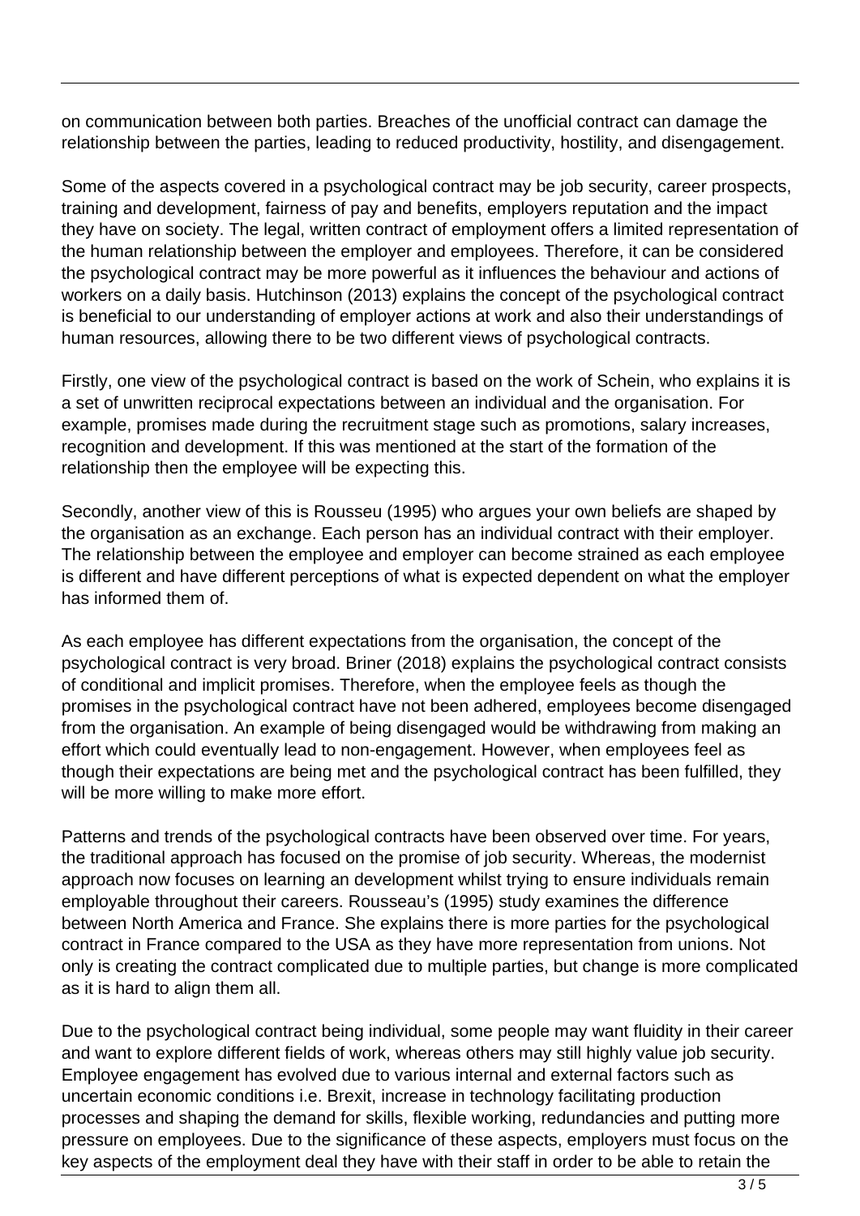on communication between both parties. Breaches of the unofficial contract can damage the relationship between the parties, leading to reduced productivity, hostility, and disengagement.

Some of the aspects covered in a psychological contract may be job security, career prospects, training and development, fairness of pay and benefits, employers reputation and the impact they have on society. The legal, written contract of employment offers a limited representation of the human relationship between the employer and employees. Therefore, it can be considered the psychological contract may be more powerful as it influences the behaviour and actions of workers on a daily basis. Hutchinson (2013) explains the concept of the psychological contract is beneficial to our understanding of employer actions at work and also their understandings of human resources, allowing there to be two different views of psychological contracts.

Firstly, one view of the psychological contract is based on the work of Schein, who explains it is a set of unwritten reciprocal expectations between an individual and the organisation. For example, promises made during the recruitment stage such as promotions, salary increases, recognition and development. If this was mentioned at the start of the formation of the relationship then the employee will be expecting this.

Secondly, another view of this is Rousseu (1995) who argues your own beliefs are shaped by the organisation as an exchange. Each person has an individual contract with their employer. The relationship between the employee and employer can become strained as each employee is different and have different perceptions of what is expected dependent on what the employer has informed them of.

As each employee has different expectations from the organisation, the concept of the psychological contract is very broad. Briner (2018) explains the psychological contract consists of conditional and implicit promises. Therefore, when the employee feels as though the promises in the psychological contract have not been adhered, employees become disengaged from the organisation. An example of being disengaged would be withdrawing from making an effort which could eventually lead to non-engagement. However, when employees feel as though their expectations are being met and the psychological contract has been fulfilled, they will be more willing to make more effort.

Patterns and trends of the psychological contracts have been observed over time. For years, the traditional approach has focused on the promise of job security. Whereas, the modernist approach now focuses on learning an development whilst trying to ensure individuals remain employable throughout their careers. Rousseau's (1995) study examines the difference between North America and France. She explains there is more parties for the psychological contract in France compared to the USA as they have more representation from unions. Not only is creating the contract complicated due to multiple parties, but change is more complicated as it is hard to align them all.

Due to the psychological contract being individual, some people may want fluidity in their career and want to explore different fields of work, whereas others may still highly value job security. Employee engagement has evolved due to various internal and external factors such as uncertain economic conditions i.e. Brexit, increase in technology facilitating production processes and shaping the demand for skills, flexible working, redundancies and putting more pressure on employees. Due to the significance of these aspects, employers must focus on the key aspects of the employment deal they have with their staff in order to be able to retain the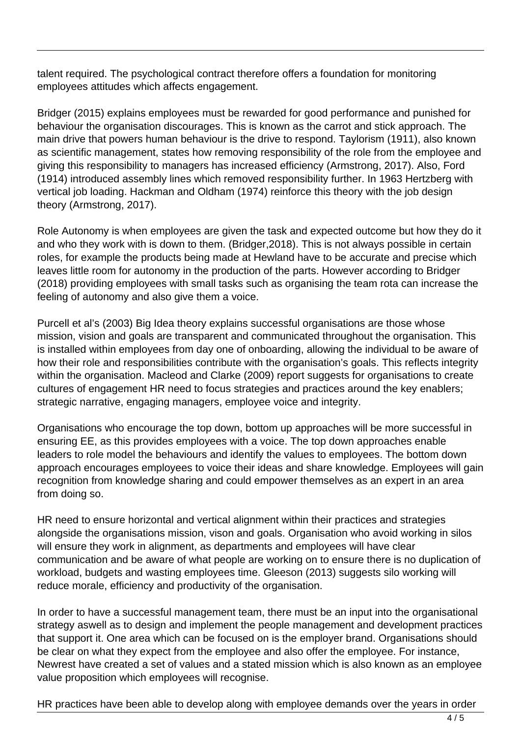talent required. The psychological contract therefore offers a foundation for monitoring employees attitudes which affects engagement.

Bridger (2015) explains employees must be rewarded for good performance and punished for behaviour the organisation discourages. This is known as the carrot and stick approach. The main drive that powers human behaviour is the drive to respond. Taylorism (1911), also known as scientific management, states how removing responsibility of the role from the employee and giving this responsibility to managers has increased efficiency (Armstrong, 2017). Also, Ford (1914) introduced assembly lines which removed responsibility further. In 1963 Hertzberg with vertical job loading. Hackman and Oldham (1974) reinforce this theory with the job design theory (Armstrong, 2017).

Role Autonomy is when employees are given the task and expected outcome but how they do it and who they work with is down to them. (Bridger,2018). This is not always possible in certain roles, for example the products being made at Hewland have to be accurate and precise which leaves little room for autonomy in the production of the parts. However according to Bridger (2018) providing employees with small tasks such as organising the team rota can increase the feeling of autonomy and also give them a voice.

Purcell et al's (2003) Big Idea theory explains successful organisations are those whose mission, vision and goals are transparent and communicated throughout the organisation. This is installed within employees from day one of onboarding, allowing the individual to be aware of how their role and responsibilities contribute with the organisation's goals. This reflects integrity within the organisation. Macleod and Clarke (2009) report suggests for organisations to create cultures of engagement HR need to focus strategies and practices around the key enablers; strategic narrative, engaging managers, employee voice and integrity.

Organisations who encourage the top down, bottom up approaches will be more successful in ensuring EE, as this provides employees with a voice. The top down approaches enable leaders to role model the behaviours and identify the values to employees. The bottom down approach encourages employees to voice their ideas and share knowledge. Employees will gain recognition from knowledge sharing and could empower themselves as an expert in an area from doing so.

HR need to ensure horizontal and vertical alignment within their practices and strategies alongside the organisations mission, vison and goals. Organisation who avoid working in silos will ensure they work in alignment, as departments and employees will have clear communication and be aware of what people are working on to ensure there is no duplication of workload, budgets and wasting employees time. Gleeson (2013) suggests silo working will reduce morale, efficiency and productivity of the organisation.

In order to have a successful management team, there must be an input into the organisational strategy aswell as to design and implement the people management and development practices that support it. One area which can be focused on is the employer brand. Organisations should be clear on what they expect from the employee and also offer the employee. For instance, Newrest have created a set of values and a stated mission which is also known as an employee value proposition which employees will recognise.

HR practices have been able to develop along with employee demands over the years in order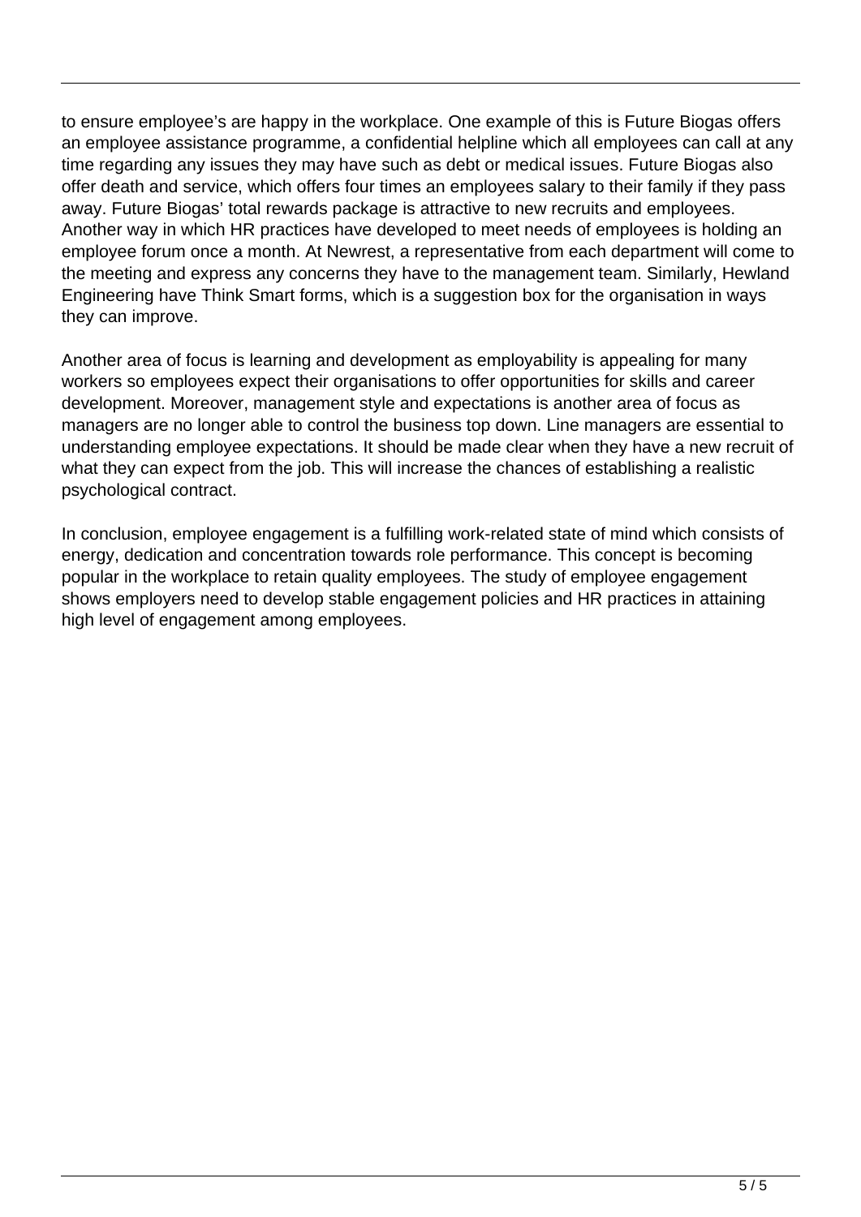to ensure employee's are happy in the workplace. One example of this is Future Biogas offers an employee assistance programme, a confidential helpline which all employees can call at any time regarding any issues they may have such as debt or medical issues. Future Biogas also offer death and service, which offers four times an employees salary to their family if they pass away. Future Biogas' total rewards package is attractive to new recruits and employees. Another way in which HR practices have developed to meet needs of employees is holding an employee forum once a month. At Newrest, a representative from each department will come to the meeting and express any concerns they have to the management team. Similarly, Hewland Engineering have Think Smart forms, which is a suggestion box for the organisation in ways they can improve.

Another area of focus is learning and development as employability is appealing for many workers so employees expect their organisations to offer opportunities for skills and career development. Moreover, management style and expectations is another area of focus as managers are no longer able to control the business top down. Line managers are essential to understanding employee expectations. It should be made clear when they have a new recruit of what they can expect from the job. This will increase the chances of establishing a realistic psychological contract.

In conclusion, employee engagement is a fulfilling work-related state of mind which consists of energy, dedication and concentration towards role performance. This concept is becoming popular in the workplace to retain quality employees. The study of employee engagement shows employers need to develop stable engagement policies and HR practices in attaining high level of engagement among employees.